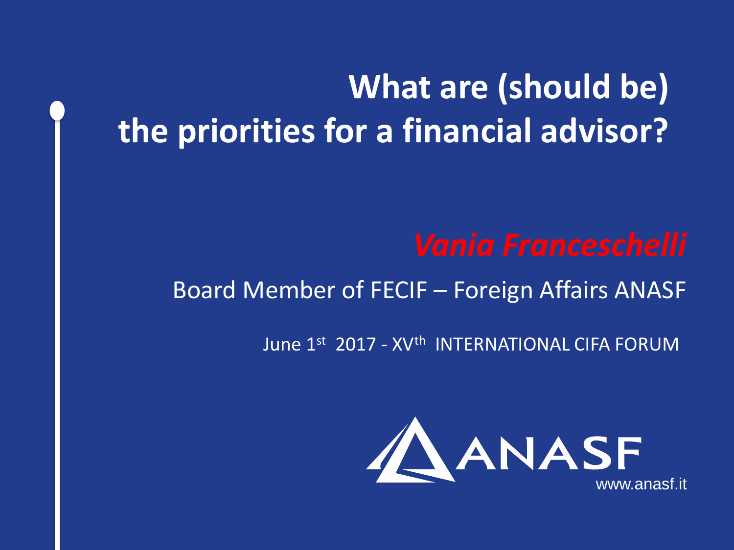# What are (should be) the priorities for a financial advisor?

*Vania Franceschelli*

Board Member of FECIF – Foreign Affairs ANASF

June 1st 2017 - XVth INTERNATIONAL CIFA FORUM

ANASF

www.anasf.it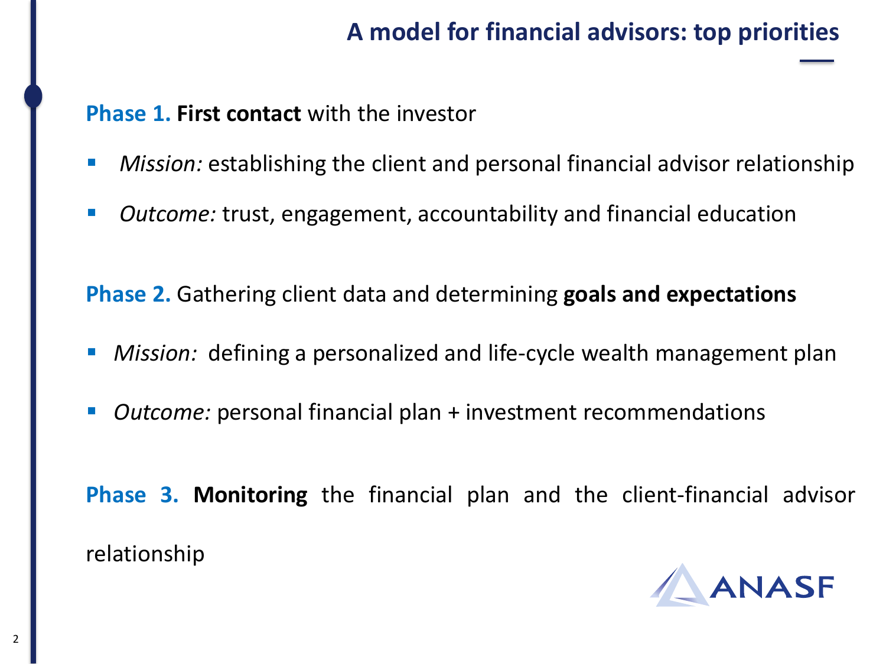## A model for financial advisors: top priorities

**Phase 1. First contact** with the investor

- *Mission:* establishing the client and personal financial advisor relationship
- *Outcome:* trust, engagement, accountability and financial education

**Phase 2.** Gathering client data and determining **goals and expectations**

- *Mission:* defining a personalized and life-cycle wealth management plan
- *Outcome:* personal financial plan + investment recommendations

**Phase 3. Monitoring** the financial plan and the client-financial advisor relationship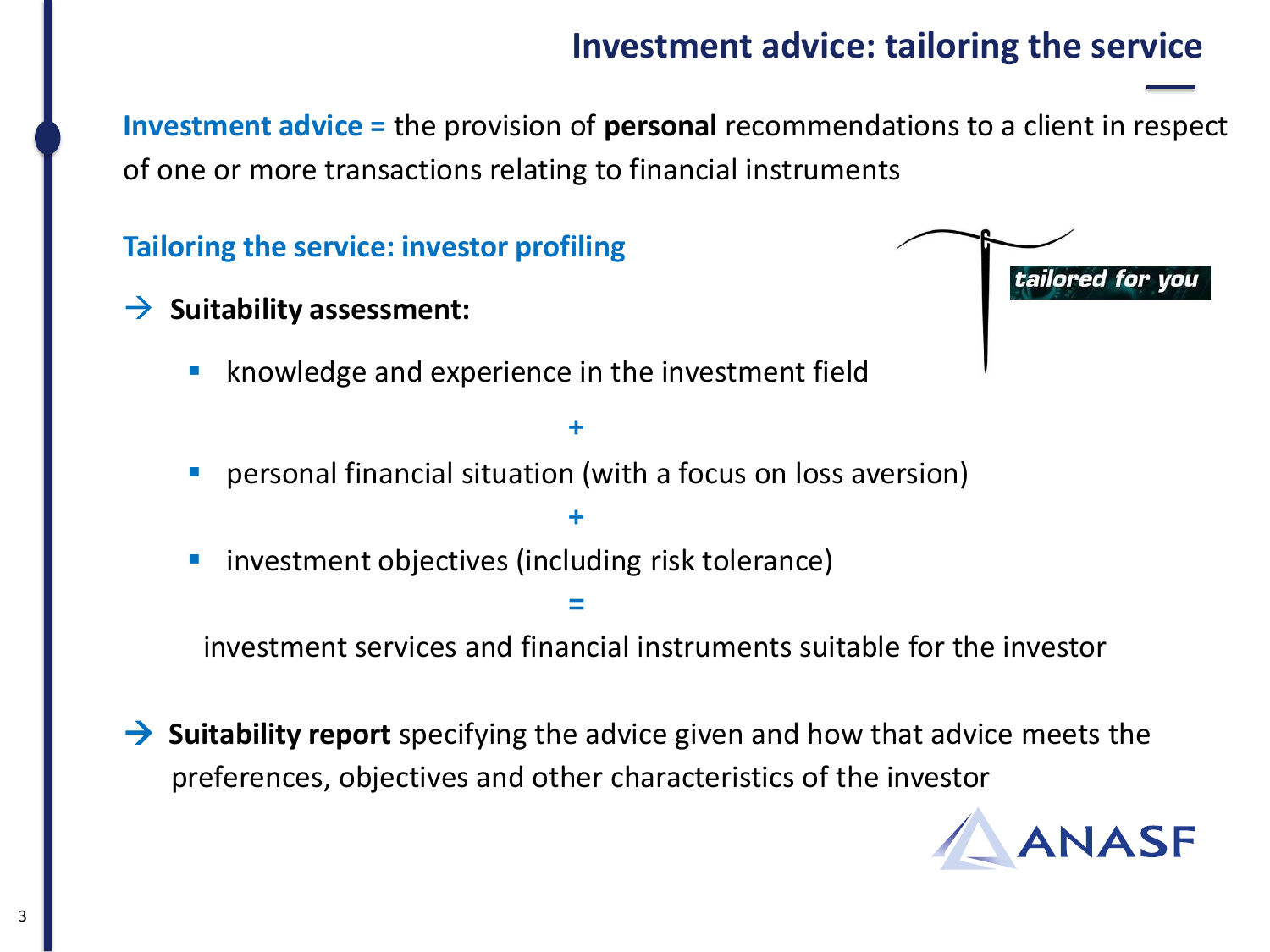# Investment advice: tailoring the service

**Investment advice =** the provision of **personal** recommendations to a client in respect of one or more transactions relating to financial instruments

## Tailoring the service: investor profiling

→ **Suitability assessment:**

- knowledge and experience in the investment field

+

- personal financial situation (with a focus on loss aversion)

+

- investment objectives (including risk tolerance)

=

investment services and financial instruments suitable for the investor

→ **Suitability report** specifying the advice given and how that advice meets the preferences, objectives and other characteristics of the investor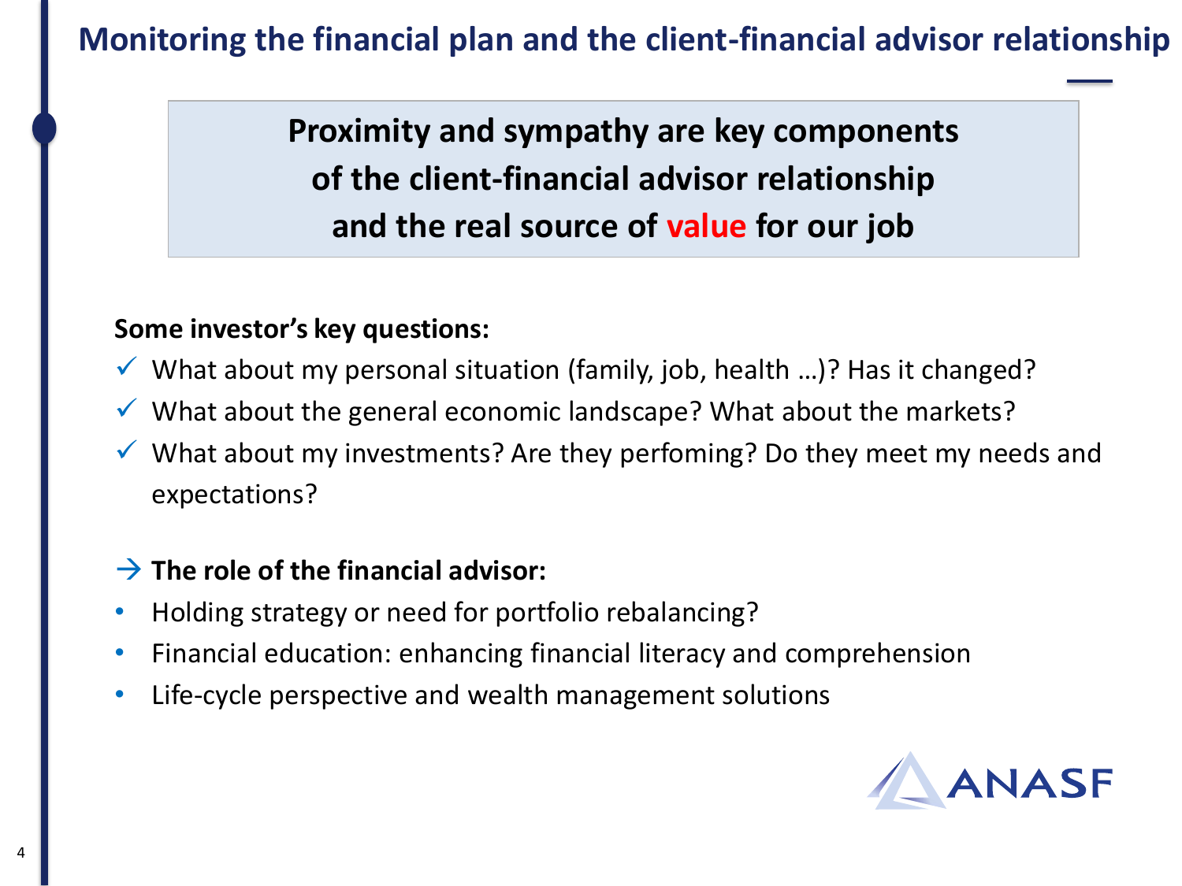# Monitoring the financial plan and the client-financial advisor relationship

**Proximity and sympathy are key components of the client-financial advisor relationship and the real source of value for our job**

**Some investor's key questions:**

- ✓ What about my personal situation (family, job, health …)? Has it changed?
- ✓ What about the general economic landscape? What about the markets?
- ✓ What about my investments? Are they perfoming? Do they meet my needs and expectations?

→ **The role of the financial advisor:**

- Holding strategy or need for portfolio rebalancing?
- Financial education: enhancing financial literacy and comprehension
- Life-cycle perspective and wealth management solutions

ANASF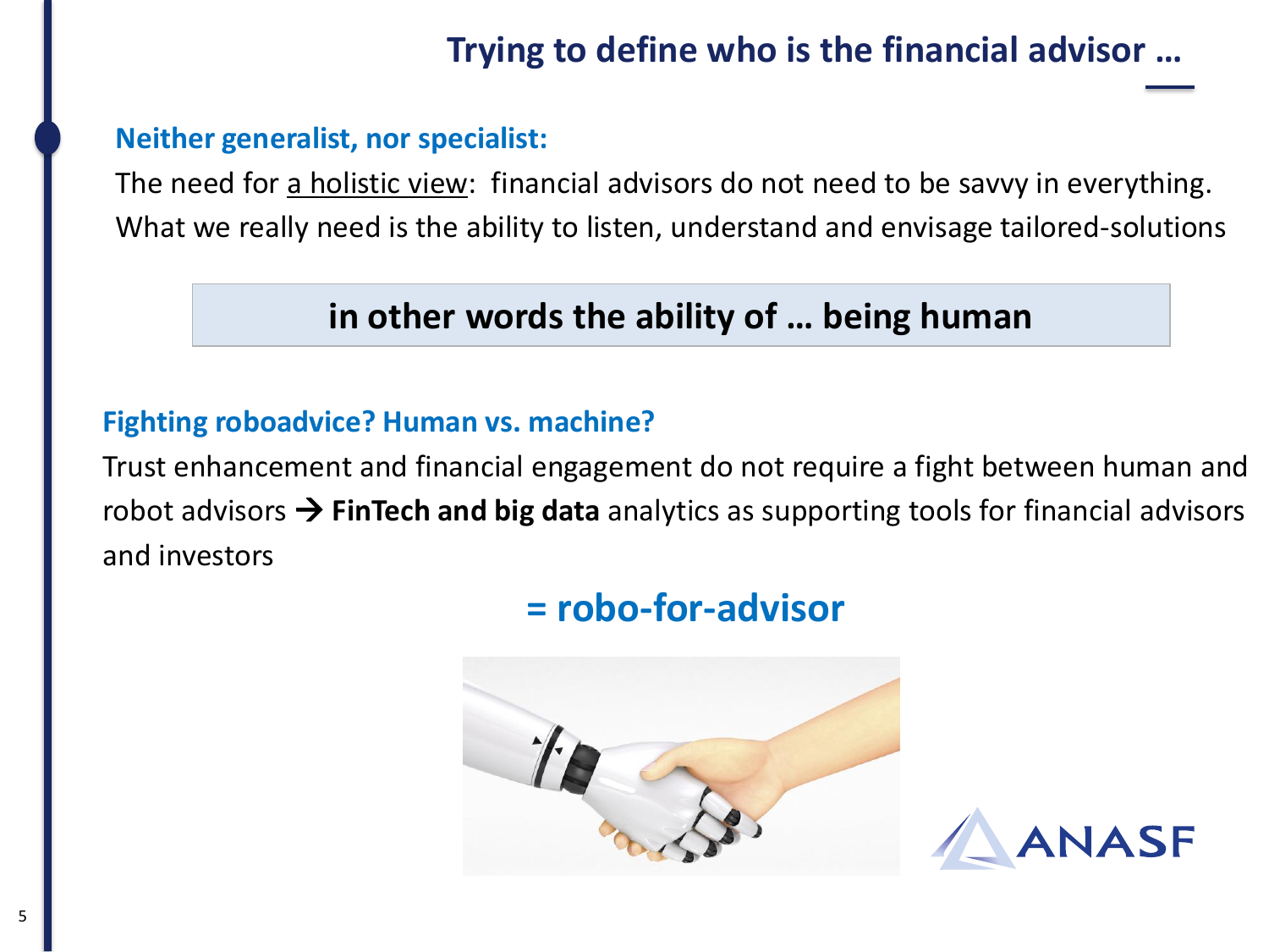## Trying to define who is the financial advisor …

**Neither generalist, nor specialist:**

The need for a holistic view: financial advisors do not need to be savvy in everything. What we really need is the ability to listen, understand and envisage tailored-solutions

**in other words the ability of … being human**

**Fighting roboadvice? Human vs. machine?**

Trust enhancement and financial engagement do not require a fight between human and robot advisors → **FinTech and big data** analytics as supporting tools for financial advisors and investors

**= robo-for-advisor**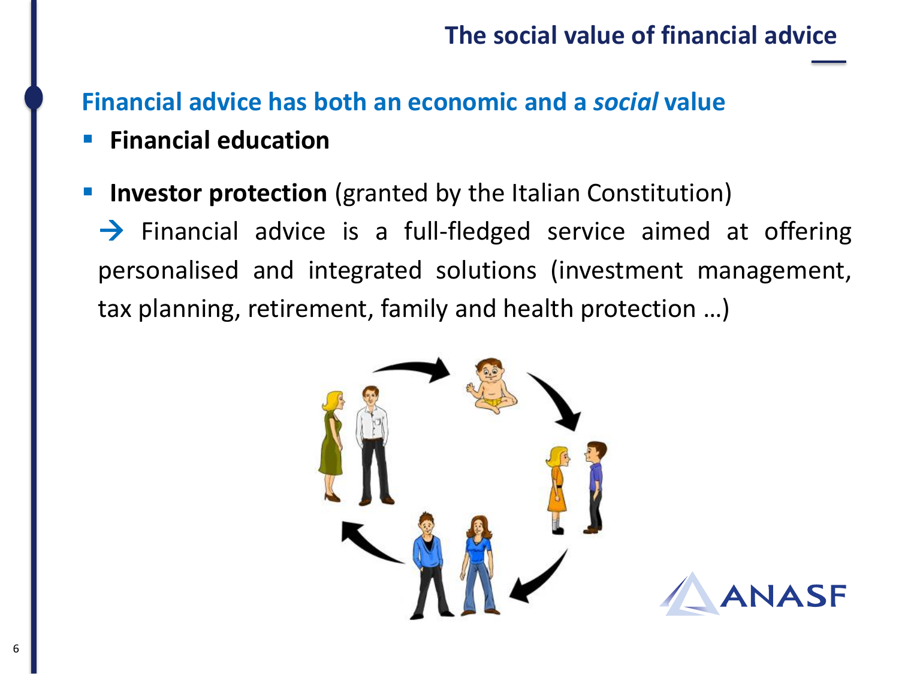# The social value of financial advice

## Financial advice has both an economic and a *social* value

- **Financial education**
- **Investor protection** (granted by the Italian Constitution)

→ Financial advice is a full-fledged service aimed at offering personalised and integrated solutions (investment management, tax planning, retirement, family and health protection …)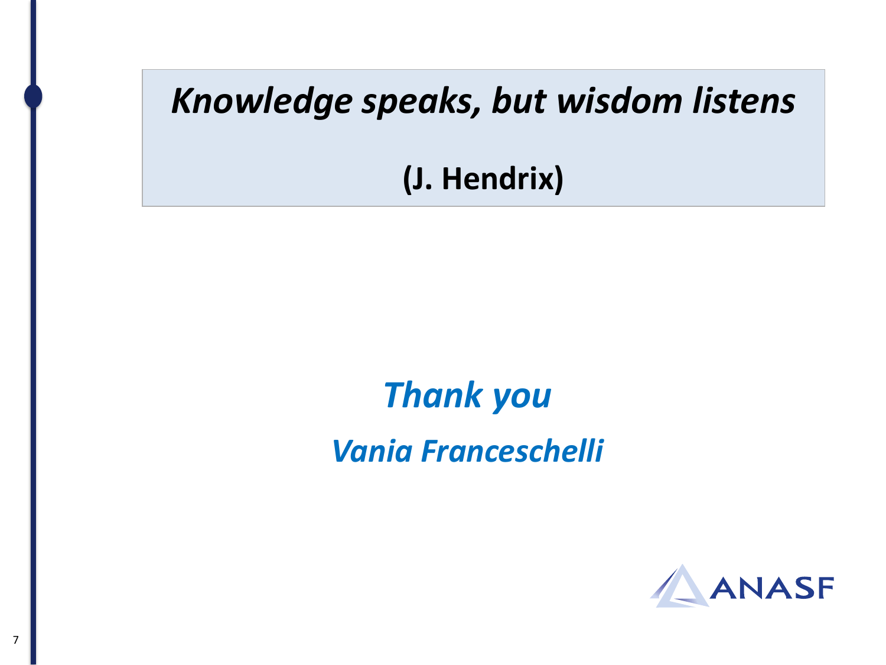***Knowledge speaks, but wisdom listens***

**(J. Hendrix)**

***Thank you***

***Vania Franceschelli***

ANASF